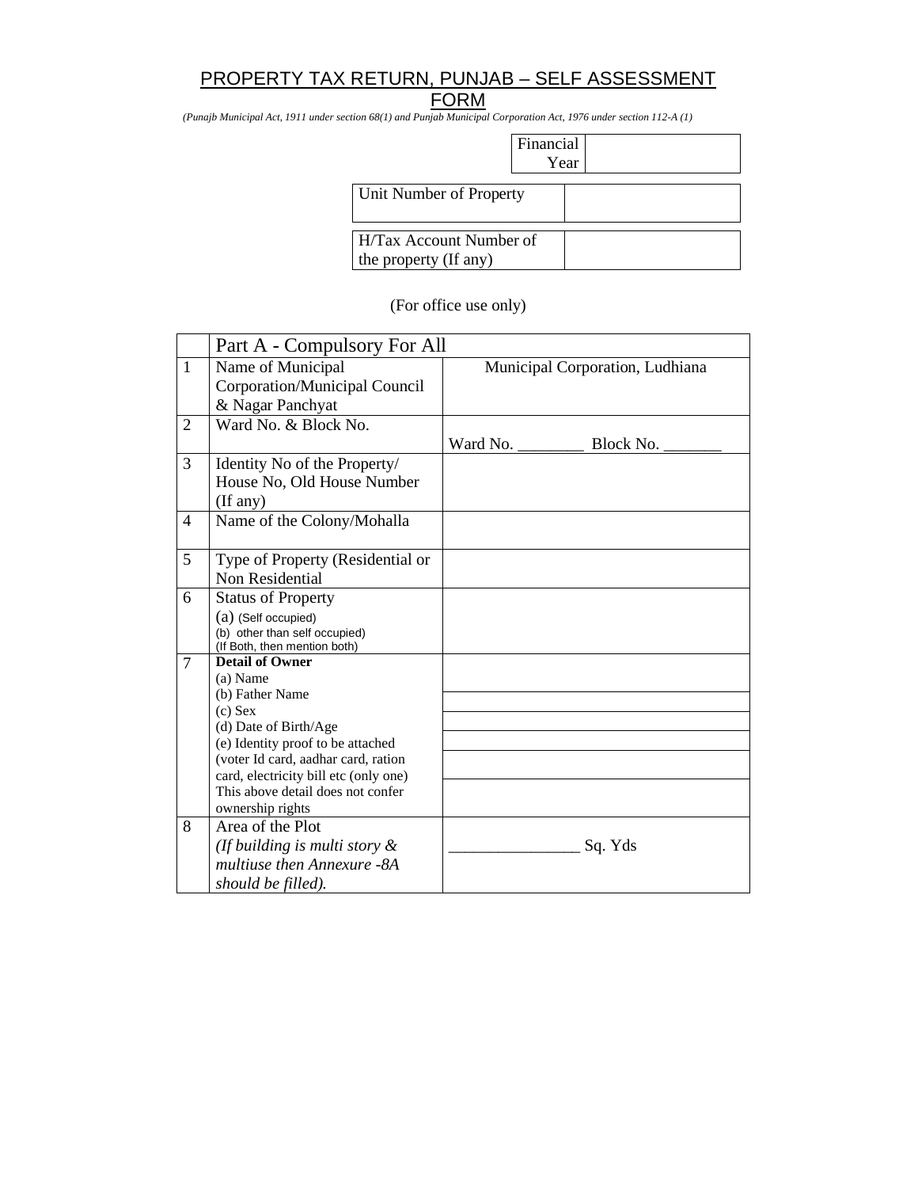# PROPERTY TAX RETURN, PUNJAB – SELF ASSESSMENT FORM

*(Punajb Municipal Act, 1911 under section 68(1) and Punjab Municipal Corporation Act, 1976 under section 112-A (1)*

| Financial Year | |
|---|---|

| Unit Number of Property | |
|---|---|
| H/Tax Account Number of the property (If any) | |

(For office use only)

| | Part A - Compulsory For All | |
|---|---|---|
| 1 | Name of Municipal Corporation/Municipal Council & Nagar Panchyat | Municipal Corporation, Ludhiana |
| 2 | Ward No. & Block No. | Ward No. ________ Block No. _______ |
| 3 | Identity No of the Property/ House No, Old House Number (If any) | |
| 4 | Name of the Colony/Mohalla | |
| 5 | Type of Property (Residential or Non Residential | |
| 6 | Status of Property<br>(a) (Self occupied)<br>(b) other than self occupied)<br>(If Both, then mention both) | |
| 7 | **Detail of Owner**<br>(a) Name<br>(b) Father Name<br>(c) Sex<br>(d) Date of Birth/Age<br>(e) Identity proof to be attached (voter Id card, aadhar card, ration card, electricity bill etc (only one)<br>This above detail does not confer ownership rights | |
| 8 | Area of the Plot<br>*(If building is multi story & multiuse then Annexure -8A should be filled).* | ________________ Sq. Yds |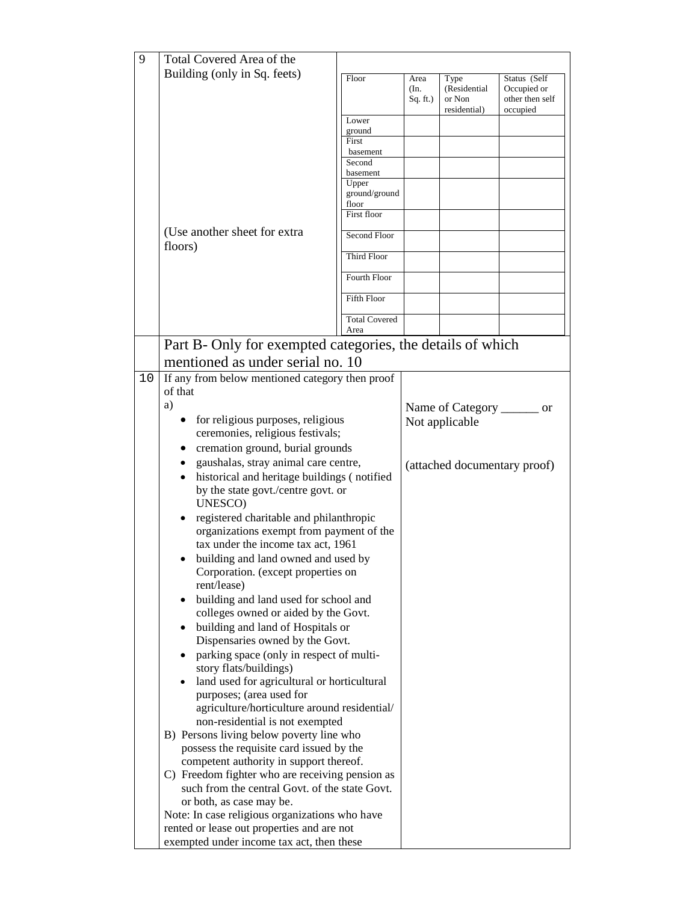| 9 | Total Covered Area of the Building (only in Sq. feets)<br><br>(Use another sheet for extra floors) | | | | |
|---|---|---|---|---|---|
| | | Floor | Area (In. Sq. ft.) | Type (Residential or Non residential) | Status (Self Occupied or other then self occupied |
| | | Lower ground | | | |
| | | First basement | | | |
| | | Second basement | | | |
| | | Upper ground/ground floor | | | |
| | | First floor | | | |
| | | Second Floor | | | |
| | | Third Floor | | | |
| | | Fourth Floor | | | |
| | | Fifth Floor | | | |
| | | Total Covered Area | | | |

Part B- Only for exempted categories, the details of which mentioned as under serial no. 10

| 10 | If any from below mentioned category then proof of that | Name of Category ______ or Not applicable<br><br>(attached documentary proof) |
|---|---|---|
| | a)<br>• for religious purposes, religious ceremonies, religious festivals;<br>• cremation ground, burial grounds<br>• gaushalas, stray animal care centre,<br>• historical and heritage buildings ( notified by the state govt./centre govt. or UNESCO)<br>• registered charitable and philanthropic organizations exempt from payment of the tax under the income tax act, 1961<br>• building and land owned and used by Corporation. (except properties on rent/lease)<br>• building and land used for school and colleges owned or aided by the Govt.<br>• building and land of Hospitals or Dispensaries owned by the Govt.<br>• parking space (only in respect of multi-story flats/buildings)<br>• land used for agricultural or horticultural purposes; (area used for agriculture/horticulture around residential/ non-residential is not exempted<br>B) Persons living below poverty line who possess the requisite card issued by the competent authority in support thereof.<br>C) Freedom fighter who are receiving pension as such from the central Govt. of the state Govt. or both, as case may be.<br>Note: In case religious organizations who have rented or lease out properties and are not exempted under income tax act, then these | |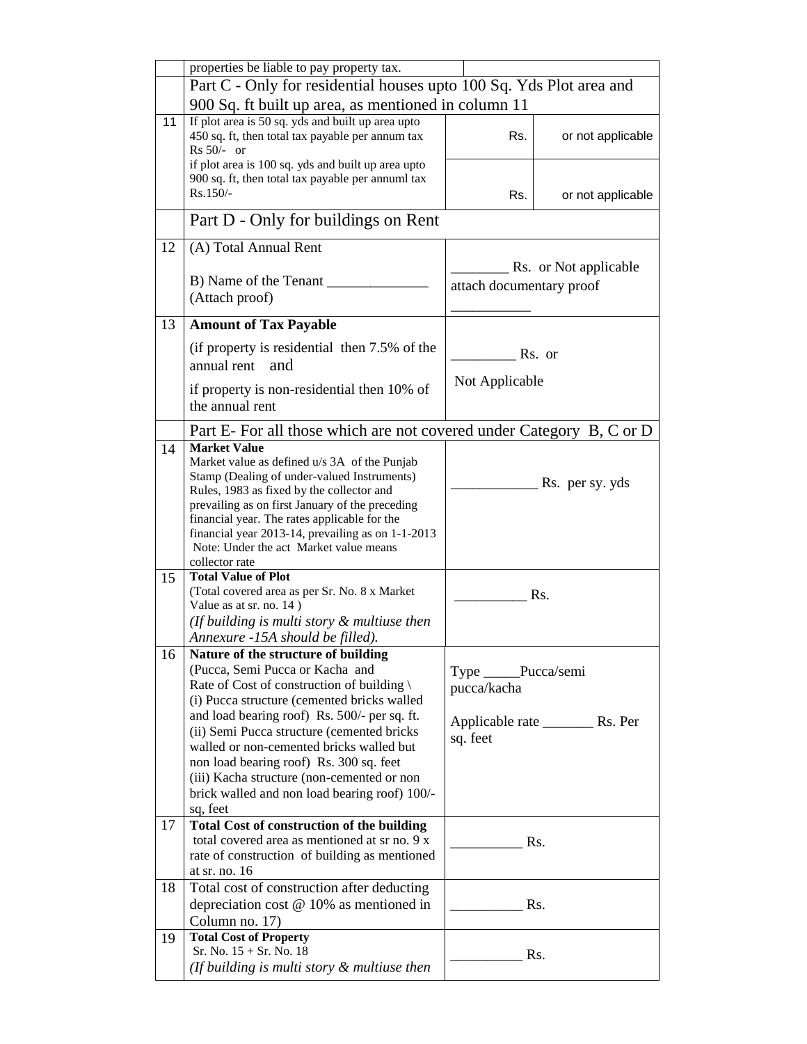| | | | |
|---|---|---|---|
| | properties be liable to pay property tax. | | |
| | Part C - Only for residential houses upto 100 Sq. Yds Plot area and 900 Sq. ft built up area, as mentioned in column 11 | | |
| 11 | If plot area is 50 sq. yds and built up area upto 450 sq. ft, then total tax payable per annum tax Rs 50/- or | Rs. | or not applicable |
| | if plot area is 100 sq. yds and built up area upto 900 sq. ft, then total tax payable per annuml tax Rs.150/- | Rs. | or not applicable |
| | Part D - Only for buildings on Rent | | |
| 12 | (A) Total Annual Rent<br><br>B) Name of the Tenant ______________ (Attach proof) | ________ Rs. or Not applicable attach documentary proof ___________ | |
| 13 | **Amount of Tax Payable**<br>(if property is residential then 7.5% of the annual rent and<br>if property is non-residential then 10% of the annual rent | _________ Rs. or<br>Not Applicable | |
| | Part E- For all those which are not covered under Category B, C or D | | |
| 14 | **Market Value**<br>Market value as defined u/s 3A of the Punjab Stamp (Dealing of under-valued Instruments) Rules, 1983 as fixed by the collector and prevailing as on first January of the preceding financial year. The rates applicable for the financial year 2013-14, prevailing as on 1-1-2013<br>Note: Under the act Market value means collector rate | ____________ Rs. per sy. yds | |
| 15 | **Total Value of Plot**<br>(Total covered area as per Sr. No. 8 x Market Value as at sr. no. 14 )<br>*(If building is multi story & multiuse then Annexure -15A should be filled).* | __________ Rs. | |
| 16 | **Nature of the structure of building**<br>(Pucca, Semi Pucca or Kacha and Rate of Cost of construction of building \<br>(i) Pucca structure (cemented bricks walled and load bearing roof) Rs. 500/- per sq. ft.<br>(ii) Semi Pucca structure (cemented bricks walled or non-cemented bricks walled but non load bearing roof) Rs. 300 sq. feet<br>(iii) Kacha structure (non-cemented or non brick walled and non load bearing roof) 100/- sq, feet | Type _____Pucca/semi pucca/kacha<br><br>Applicable rate _______ Rs. Per sq. feet | |
| 17 | **Total Cost of construction of the building**<br>total covered area as mentioned at sr no. 9 x rate of construction of building as mentioned at sr. no. 16 | __________ Rs. | |
| 18 | Total cost of construction after deducting depreciation cost @ 10% as mentioned in Column no. 17) | __________ Rs. | |
| 19 | **Total Cost of Property**<br>Sr. No. 15 + Sr. No. 18<br>*(If building is multi story & multiuse then* | __________ Rs. | |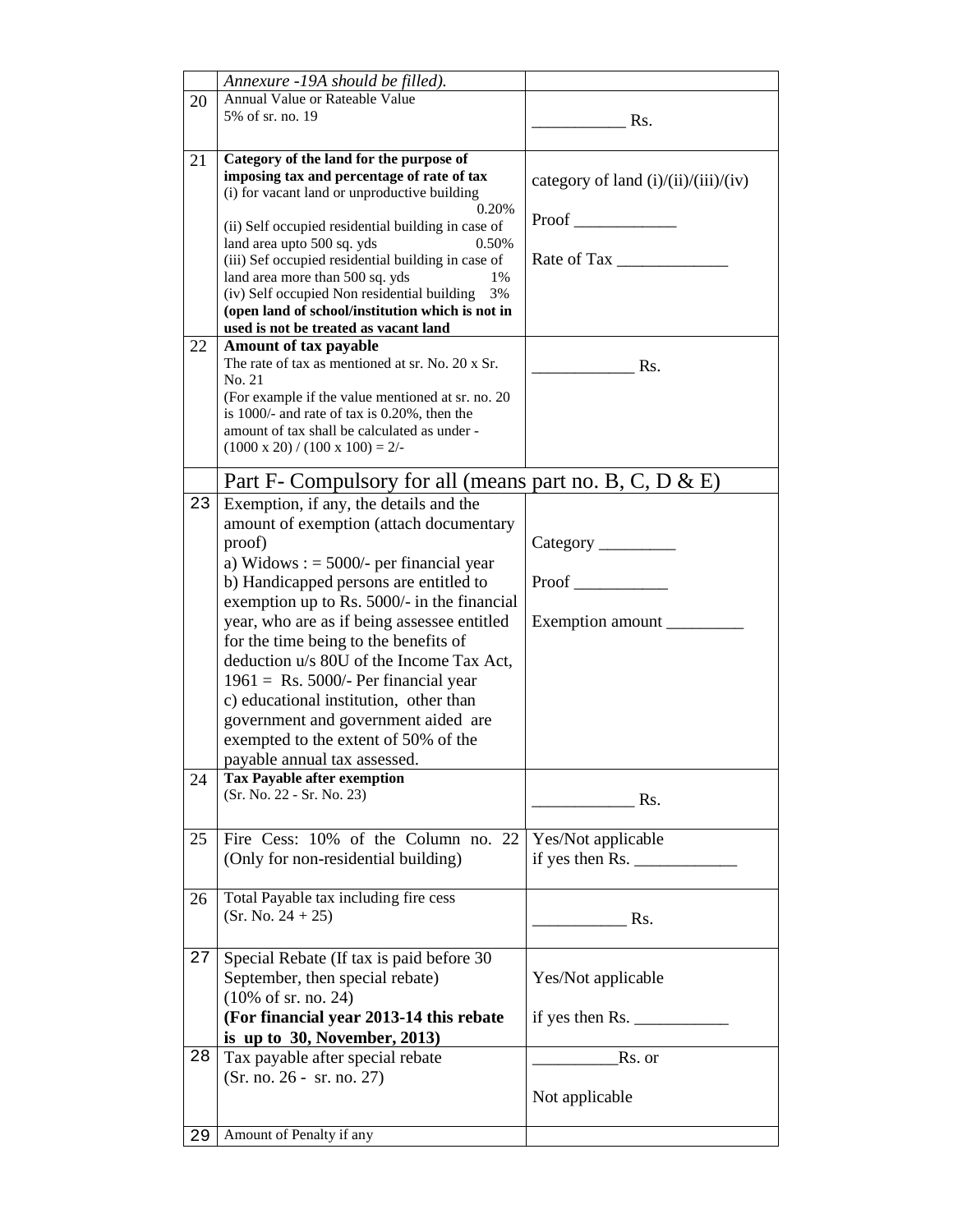| | | |
|---|---|---|
| | *Annexure -19A should be filled).* | |
| 20 | Annual Value or Rateable Value<br>5% of sr. no. 19 | ___________ Rs. |
| 21 | **Category of the land for the purpose of imposing tax and percentage of rate of tax**<br>(i) for vacant land or unproductive building 0.20%<br>(ii) Self occupied residential building in case of land area upto 500 sq. yds 0.50%<br>(iii) Sef occupied residential building in case of land area more than 500 sq. yds 1%<br>(iv) Self occupied Non residential building 3%<br>**(open land of school/institution which is not in used is not be treated as vacant land** | category of land (i)/(ii)/(iii)/(iv)<br><br>Proof ____________<br><br>Rate of Tax _____________ |
| 22 | **Amount of tax payable**<br>The rate of tax as mentioned at sr. No. 20 x Sr. No. 21<br>(For example if the value mentioned at sr. no. 20 is 1000/- and rate of tax is 0.20%, then the amount of tax shall be calculated as under -<br>(1000 x 20) / (100 x 100) = 2/- | ____________ Rs. |
| | Part F- Compulsory for all (means part no. B, C, D & E) | |
| 23 | Exemption, if any, the details and the amount of exemption (attach documentary proof)<br>a) Widows : = 5000/- per financial year<br>b) Handicapped persons are entitled to exemption up to Rs. 5000/- in the financial year, who are as if being assessee entitled for the time being to the benefits of deduction u/s 80U of the Income Tax Act, 1961 = Rs. 5000/- Per financial year<br>c) educational institution, other than government and government aided are exempted to the extent of 50% of the payable annual tax assessed. | Category _________<br><br>Proof ___________<br><br>Exemption amount _________ |
| 24 | **Tax Payable after exemption**<br>(Sr. No. 22 - Sr. No. 23) | ____________ Rs. |
| 25 | Fire Cess: 10% of the Column no. 22 (Only for non-residential building) | Yes/Not applicable<br>if yes then Rs. ____________ |
| 26 | Total Payable tax including fire cess<br>(Sr. No. 24 + 25) | ___________ Rs. |
| 27 | Special Rebate (If tax is paid before 30 September, then special rebate)<br>(10% of sr. no. 24)<br>**(For financial year 2013-14 this rebate is up to 30, November, 2013)** | Yes/Not applicable<br><br>if yes then Rs. ___________ |
| 28 | Tax payable after special rebate<br>(Sr. no. 26 - sr. no. 27) | __________Rs. or<br><br>Not applicable |
| 29 | Amount of Penalty if any | |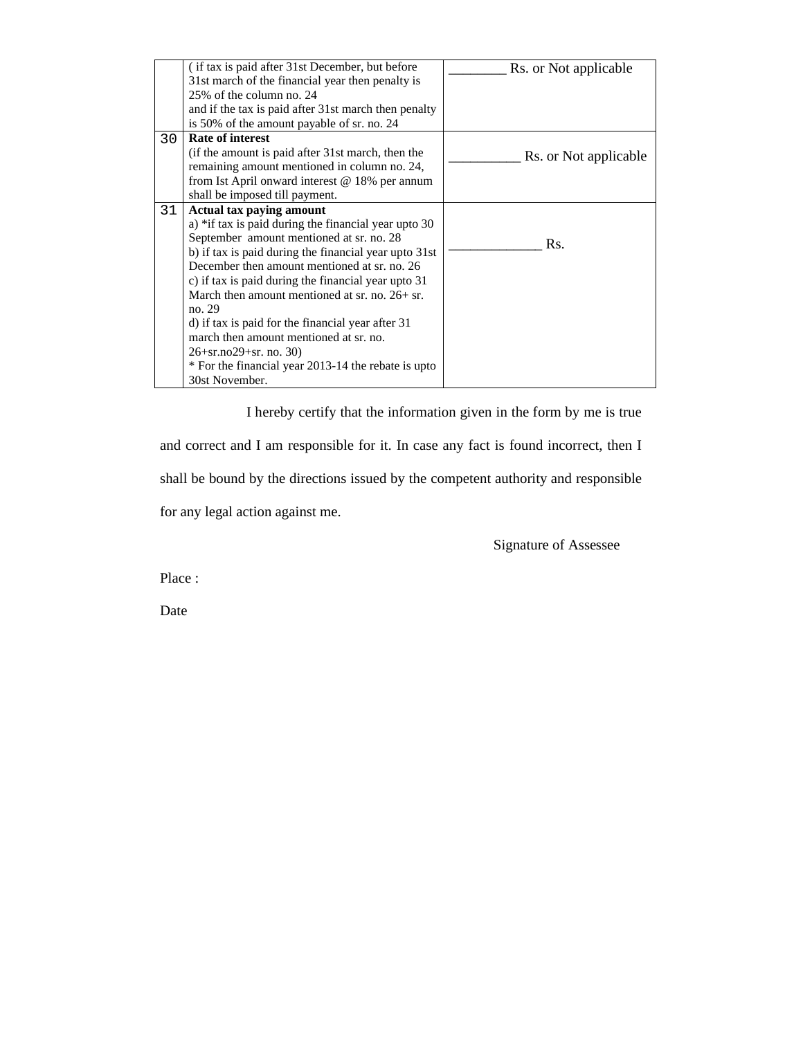| | | |
|---|---|---|
| | ( if tax is paid after 31st December, but before 31st march of the financial year then penalty is 25% of the column no. 24<br>and if the tax is paid after 31st march then penalty is 50% of the amount payable of sr. no. 24 | ________ Rs. or Not applicable |
| 30 | **Rate of interest**<br>(if the amount is paid after 31st march, then the remaining amount mentioned in column no. 24, from Ist April onward interest @ 18% per annum shall be imposed till payment. | __________ Rs. or Not applicable |
| 31 | **Actual tax paying amount**<br>a) *if tax is paid during the financial year upto 30 September amount mentioned at sr. no. 28<br>b) if tax is paid during the financial year upto 31st December then amount mentioned at sr. no. 26<br>c) if tax is paid during the financial year upto 31 March then amount mentioned at sr. no. 26+ sr. no. 29<br>d) if tax is paid for the financial year after 31 march then amount mentioned at sr. no. 26+sr.no29+sr. no. 30)<br>* For the financial year 2013-14 the rebate is upto 30st November. | _____________ Rs. |

I hereby certify that the information given in the form by me is true and correct and I am responsible for it. In case any fact is found incorrect, then I shall be bound by the directions issued by the competent authority and responsible for any legal action against me.

Signature of Assessee

Place :

Date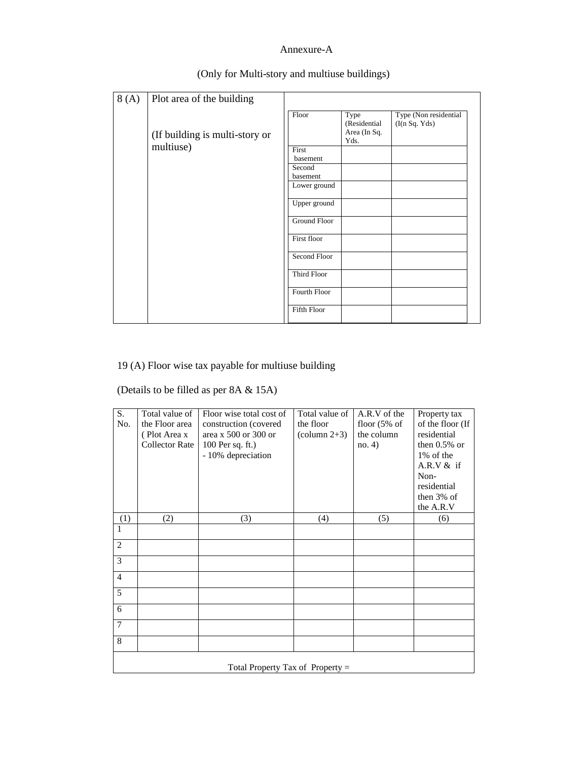# Annexure-A

(Only for Multi-story and multiuse buildings)

<table>
<tr>
<td>8 (A)</td>
<td>Plot area of the building<br><br>(If building is multi-story or multiuse)</td>
<td>
<table>
<tr><th>Floor</th><th>Type (Residential Area (In Sq. Yds.</th><th>Type (Non residential (I(n Sq. Yds)</th></tr>
<tr><td>First basement</td><td></td><td></td></tr>
<tr><td>Second basement</td><td></td><td></td></tr>
<tr><td>Lower ground</td><td></td><td></td></tr>
<tr><td>Upper ground</td><td></td><td></td></tr>
<tr><td>Ground Floor</td><td></td><td></td></tr>
<tr><td>First floor</td><td></td><td></td></tr>
<tr><td>Second Floor</td><td></td><td></td></tr>
<tr><td>Third Floor</td><td></td><td></td></tr>
<tr><td>Fourth Floor</td><td></td><td></td></tr>
<tr><td>Fifth Floor</td><td></td><td></td></tr>
</table>
</td>
</tr>
</table>

19 (A) Floor wise tax payable for multiuse building

(Details to be filled as per 8A & 15A)

| S. No. | Total value of the Floor area ( Plot Area x Collector Rate | Floor wise total cost of construction (covered area x 500 or 300 or 100 Per sq. ft.) - 10% depreciation | Total value of the floor (column 2+3) | A.R.V of the floor (5% of the column no. 4) | Property tax of the floor (If residential then 0.5% or 1% of the A.R.V & if Non-residential then 3% of the A.R.V |
|---|---|---|---|---|---|
| (1) | (2) | (3) | (4) | (5) | (6) |
| 1 | | | | | |
| 2 | | | | | |
| 3 | | | | | |
| 4 | | | | | |
| 5 | | | | | |
| 6 | | | | | |
| 7 | | | | | |
| 8 | | | | | |
| Total Property Tax of Property = | | | | | |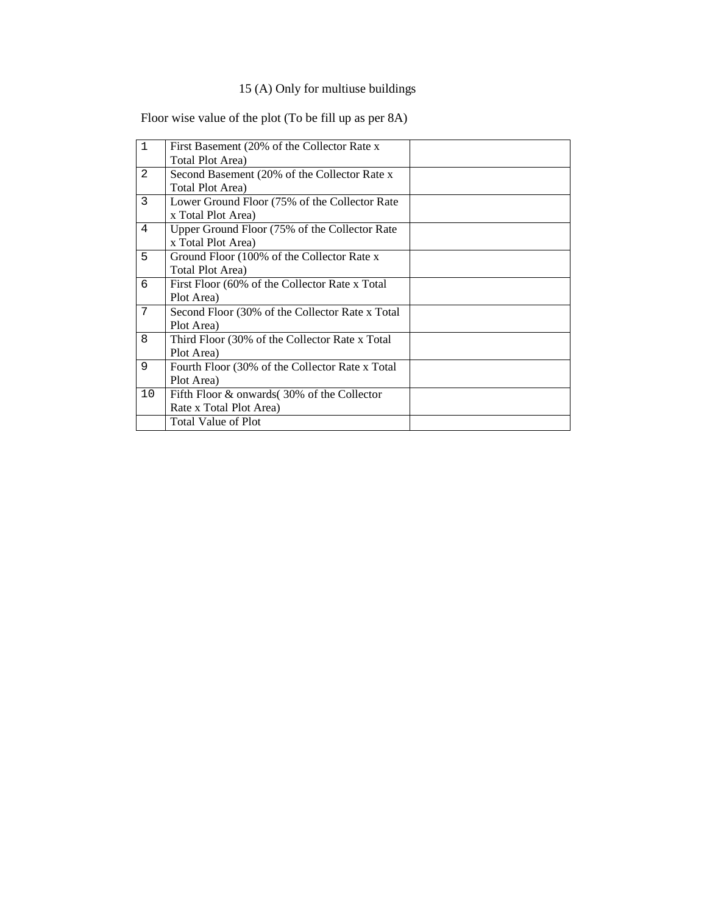15 (A) Only for multiuse buildings

Floor wise value of the plot (To be fill up as per 8A)

| | | |
|---|---|---|
| 1 | First Basement (20% of the Collector Rate x Total Plot Area) | |
| 2 | Second Basement (20% of the Collector Rate x Total Plot Area) | |
| 3 | Lower Ground Floor (75% of the Collector Rate x Total Plot Area) | |
| 4 | Upper Ground Floor (75% of the Collector Rate x Total Plot Area) | |
| 5 | Ground Floor (100% of the Collector Rate x Total Plot Area) | |
| 6 | First Floor (60% of the Collector Rate x Total Plot Area) | |
| 7 | Second Floor (30% of the Collector Rate x Total Plot Area) | |
| 8 | Third Floor (30% of the Collector Rate x Total Plot Area) | |
| 9 | Fourth Floor (30% of the Collector Rate x Total Plot Area) | |
| 10 | Fifth Floor & onwards( 30% of the Collector Rate x Total Plot Area) | |
| | Total Value of Plot | |